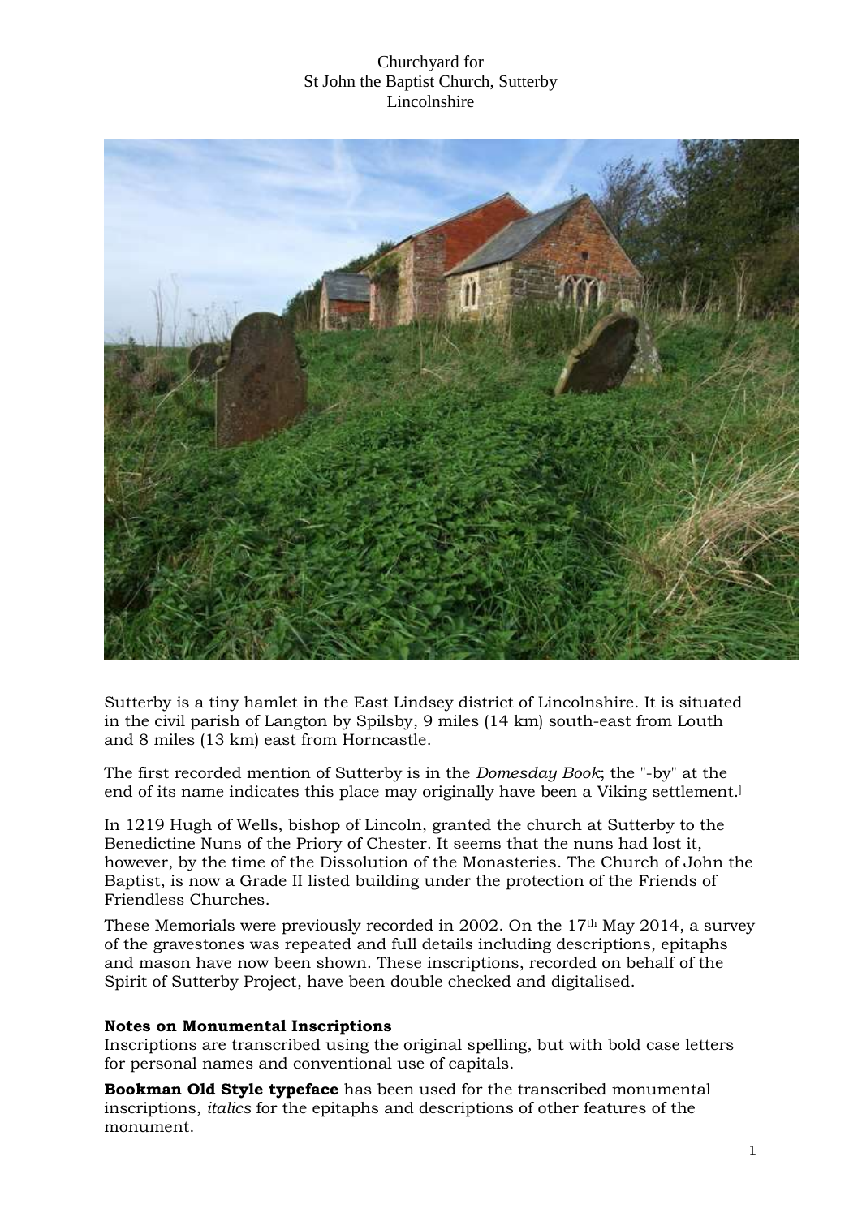# Churchyard for
# St John the Baptist Church, Sutterby
# Lincolnshire

Sutterby is a tiny hamlet in the East Lindsey district of Lincolnshire. It is situated in the civil parish of Langton by Spilsby, 9 miles (14 km) south-east from Louth and 8 miles (13 km) east from Horncastle.

The first recorded mention of Sutterby is in the *Domesday Book*; the "-by" at the end of its name indicates this place may originally have been a Viking settlement.]

In 1219 Hugh of Wells, bishop of Lincoln, granted the church at Sutterby to the Benedictine Nuns of the Priory of Chester. It seems that the nuns had lost it, however, by the time of the Dissolution of the Monasteries. The Church of John the Baptist, is now a Grade II listed building under the protection of the Friends of Friendless Churches.

These Memorials were previously recorded in 2002. On the 17th May 2014, a survey of the gravestones was repeated and full details including descriptions, epitaphs and mason have now been shown. These inscriptions, recorded on behalf of the Spirit of Sutterby Project, have been double checked and digitalised.

**Notes on Monumental Inscriptions**

Inscriptions are transcribed using the original spelling, but with bold case letters for personal names and conventional use of capitals.

**Bookman Old Style typeface** has been used for the transcribed monumental inscriptions, *italics* for the epitaphs and descriptions of other features of the monument.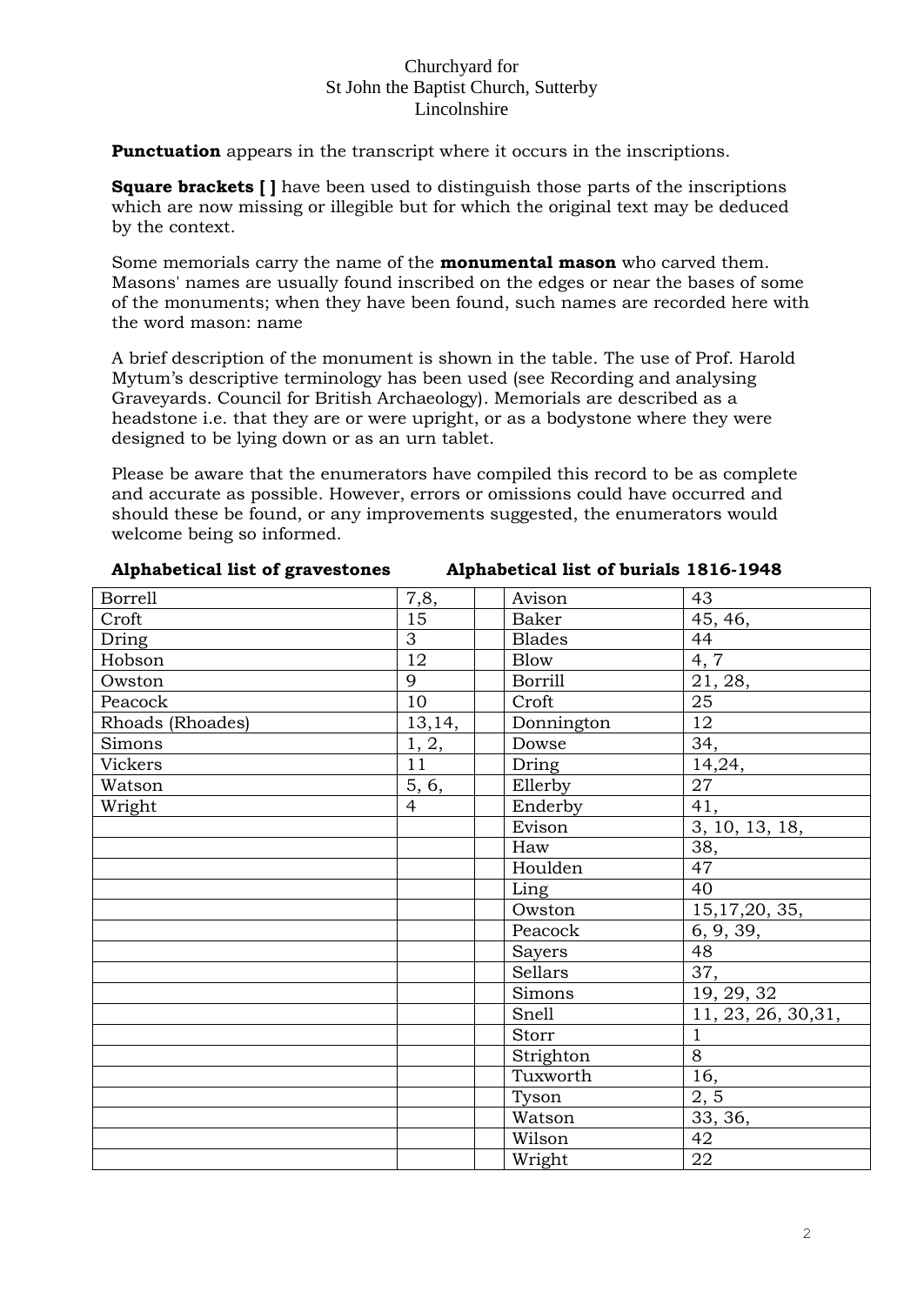Churchyard for
St John the Baptist Church, Sutterby
Lincolnshire

**Punctuation** appears in the transcript where it occurs in the inscriptions.

**Square brackets [ ]** have been used to distinguish those parts of the inscriptions which are now missing or illegible but for which the original text may be deduced by the context.

Some memorials carry the name of the **monumental mason** who carved them. Masons' names are usually found inscribed on the edges or near the bases of some of the monuments; when they have been found, such names are recorded here with the word mason: name

A brief description of the monument is shown in the table. The use of Prof. Harold Mytum's descriptive terminology has been used (see Recording and analysing Graveyards. Council for British Archaeology). Memorials are described as a headstone i.e. that they are or were upright, or as a bodystone where they were designed to be lying down or as an urn tablet.

Please be aware that the enumerators have compiled this record to be as complete and accurate as possible. However, errors or omissions could have occurred and should these be found, or any improvements suggested, the enumerators would welcome being so informed.

| **Alphabetical list of gravestones** | | | **Alphabetical list of burials 1816-1948** | |
|---|---|---|---|---|
| Borrell | 7,8, | | Avison | 43 |
| Croft | 15 | | Baker | 45, 46, |
| Dring | 3 | | Blades | 44 |
| Hobson | 12 | | Blow | 4, 7 |
| Owston | 9 | | Borrill | 21, 28, |
| Peacock | 10 | | Croft | 25 |
| Rhoads (Rhoades) | 13,14, | | Donnington | 12 |
| Simons | 1, 2, | | Dowse | 34, |
| Vickers | 11 | | Dring | 14,24, |
| Watson | 5, 6, | | Ellerby | 27 |
| Wright | 4 | | Enderby | 41, |
| | | | Evison | 3, 10, 13, 18, |
| | | | Haw | 38, |
| | | | Houlden | 47 |
| | | | Ling | 40 |
| | | | Owston | 15,17,20, 35, |
| | | | Peacock | 6, 9, 39, |
| | | | Sayers | 48 |
| | | | Sellars | 37, |
| | | | Simons | 19, 29, 32 |
| | | | Snell | 11, 23, 26, 30,31, |
| | | | Storr | 1 |
| | | | Strighton | 8 |
| | | | Tuxworth | 16, |
| | | | Tyson | 2, 5 |
| | | | Watson | 33, 36, |
| | | | Wilson | 42 |
| | | | Wright | 22 |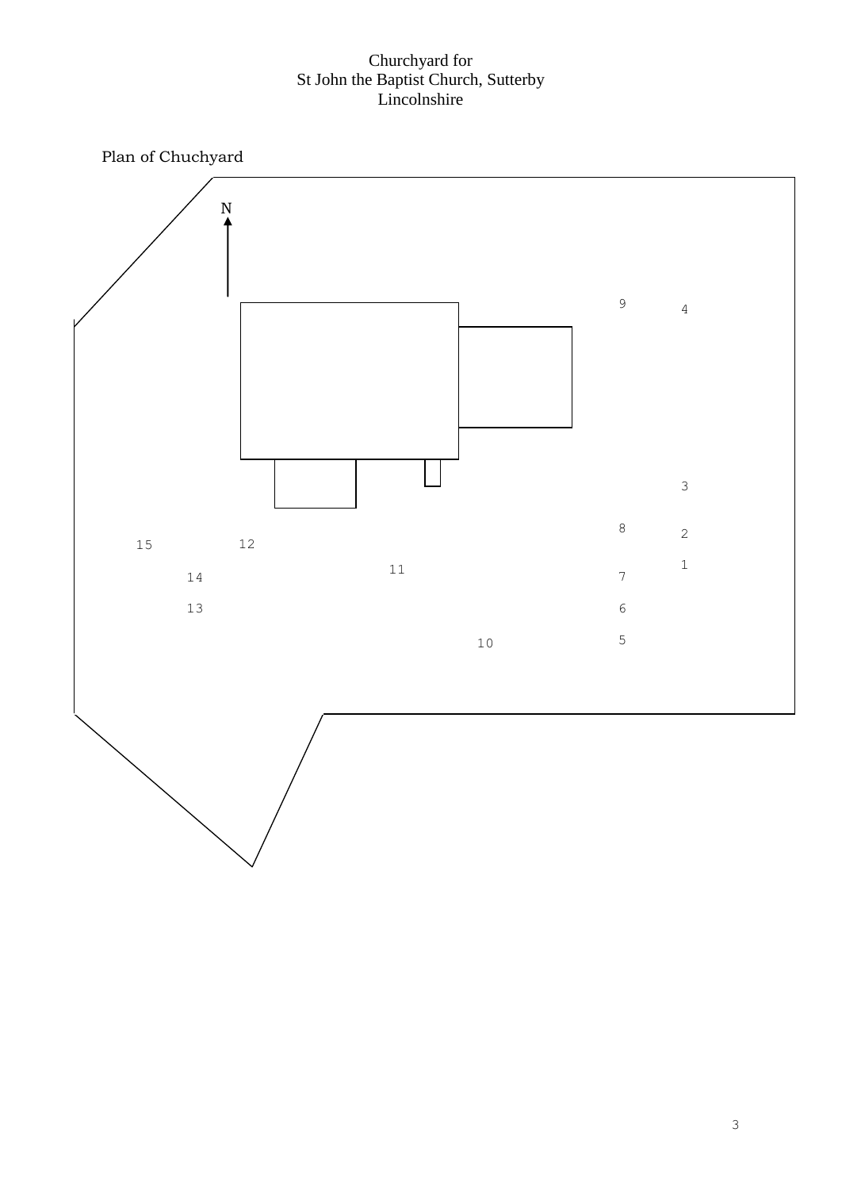Churchyard for
St John the Baptist Church, Sutterby
Lincolnshire

Plan of Chuchyard

N

9 4

3

8 2

15 12

1

11

14 7

13 6

5

10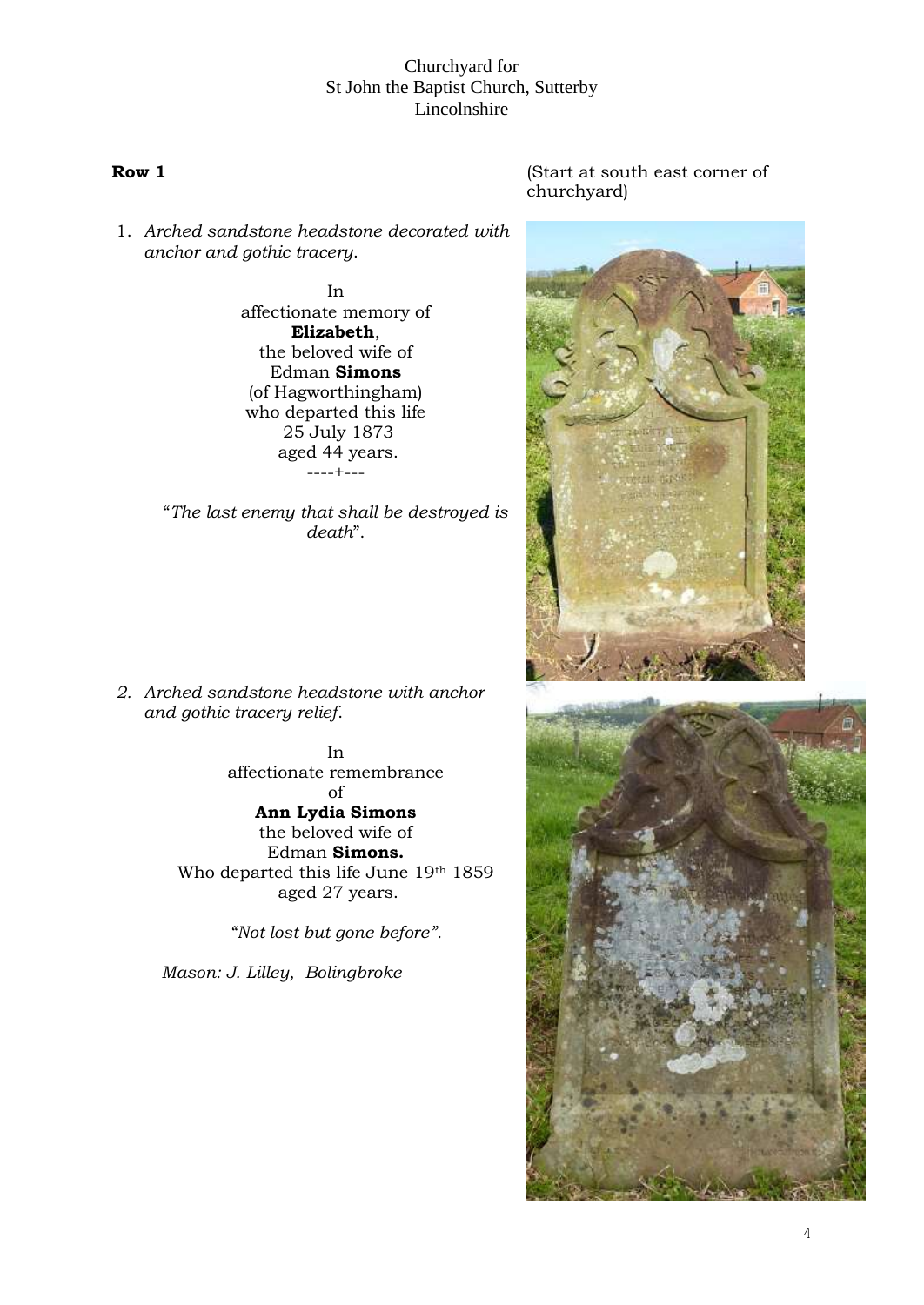Churchyard for
St John the Baptist Church, Sutterby
Lincolnshire

**Row 1**

(Start at south east corner of churchyard)

1. *Arched sandstone headstone decorated with anchor and gothic tracery.*

In
affectionate memory of
**Elizabeth**,
the beloved wife of
Edman **Simons**
(of Hagworthingham)
who departed this life
25 July 1873
aged 44 years.
----+---

"*The last enemy that shall be destroyed is death*".

2. *Arched sandstone headstone with anchor and gothic tracery relief.*

In
affectionate remembrance
of
**Ann Lydia Simons**
the beloved wife of
Edman **Simons.**
Who departed this life June 19th 1859
aged 27 years.

*"Not lost but gone before".*

*Mason: J. Lilley, Bolingbroke*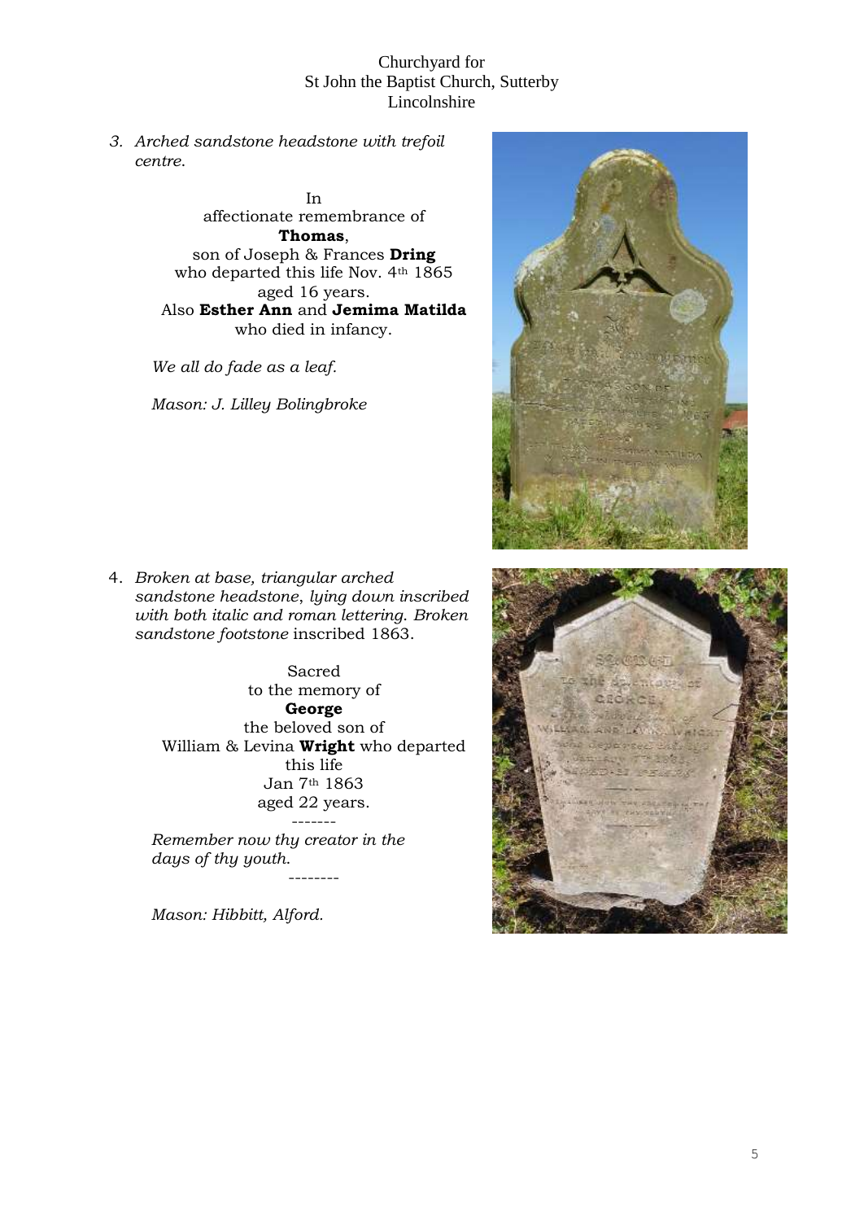Churchyard for
St John the Baptist Church, Sutterby
Lincolnshire

3. *Arched sandstone headstone with trefoil centre.*

In
affectionate remembrance of
**Thomas**,
son of Joseph & Frances **Dring**
who departed this life Nov. 4th 1865
aged 16 years.
Also **Esther Ann** and **Jemima Matilda**
who died in infancy.

*We all do fade as a leaf.*

*Mason: J. Lilley Bolingbroke*

4. *Broken at base, triangular arched sandstone headstone, lying down inscribed with both italic and roman lettering. Broken sandstone footstone* inscribed 1863.

Sacred
to the memory of
**George**
the beloved son of
William & Levina **Wright** who departed
this life
Jan 7th 1863
aged 22 years.

-------

*Remember now thy creator in the days of thy youth.*

--------

*Mason: Hibbitt, Alford.*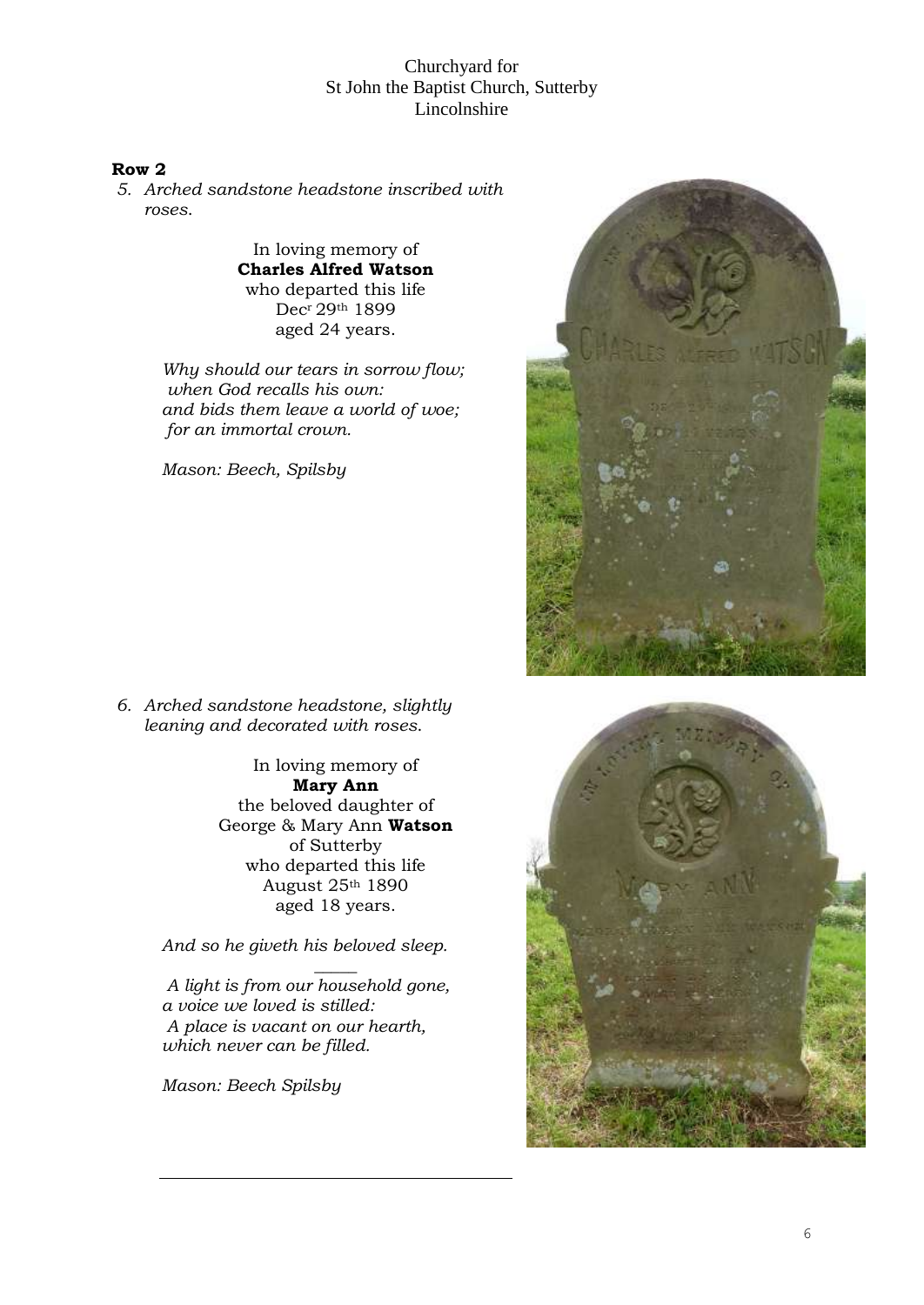Churchyard for
St John the Baptist Church, Sutterby
Lincolnshire

**Row 2**

5. *Arched sandstone headstone inscribed with roses.*

In loving memory of
**Charles Alfred Watson**
who departed this life
Dec$^{r}$ 29$^{th}$ 1899
aged 24 years.

*Why should our tears in sorrow flow;*
*when God recalls his own:*
*and bids them leave a world of woe;*
*for an immortal crown.*

*Mason: Beech, Spilsby*

6. *Arched sandstone headstone, slightly leaning and decorated with roses.*

In loving memory of
**Mary Ann**
the beloved daughter of
George & Mary Ann **Watson**
of Sutterby
who departed this life
August 25$^{th}$ 1890
aged 18 years.

*And so he giveth his beloved sleep.*

---

*A light is from our household gone,*
*a voice we loved is stilled:*
*A place is vacant on our hearth,*
*which never can be filled.*

*Mason: Beech Spilsby*

---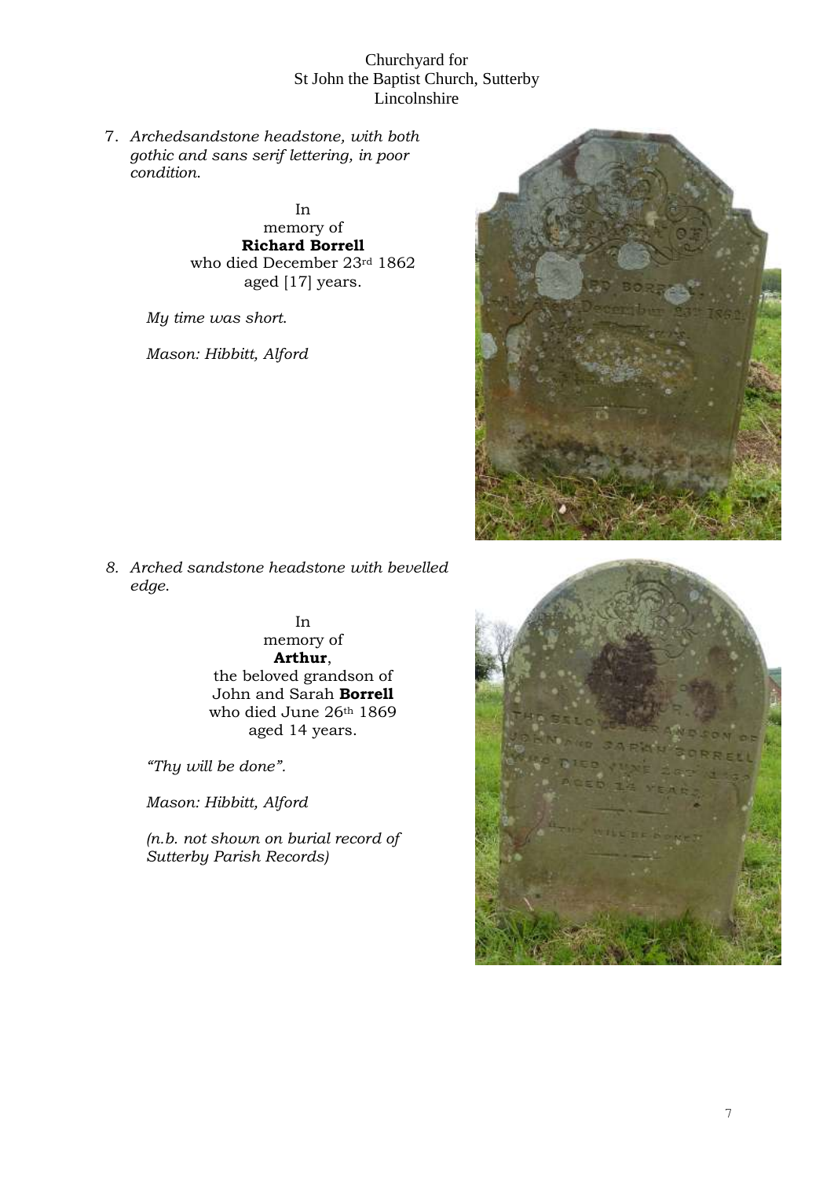Churchyard for
St John the Baptist Church, Sutterby
Lincolnshire

7. *Archedsandstone headstone, with both gothic and sans serif lettering, in poor condition.*

In
memory of
**Richard Borrell**
who died December 23rd 1862
aged [17] years.

*My time was short.*

*Mason: Hibbitt, Alford*

8. *Arched sandstone headstone with bevelled edge.*

In
memory of
**Arthur**,
the beloved grandson of
John and Sarah **Borrell**
who died June 26th 1869
aged 14 years.

*"Thy will be done".*

*Mason: Hibbitt, Alford*

*(n.b. not shown on burial record of Sutterby Parish Records)*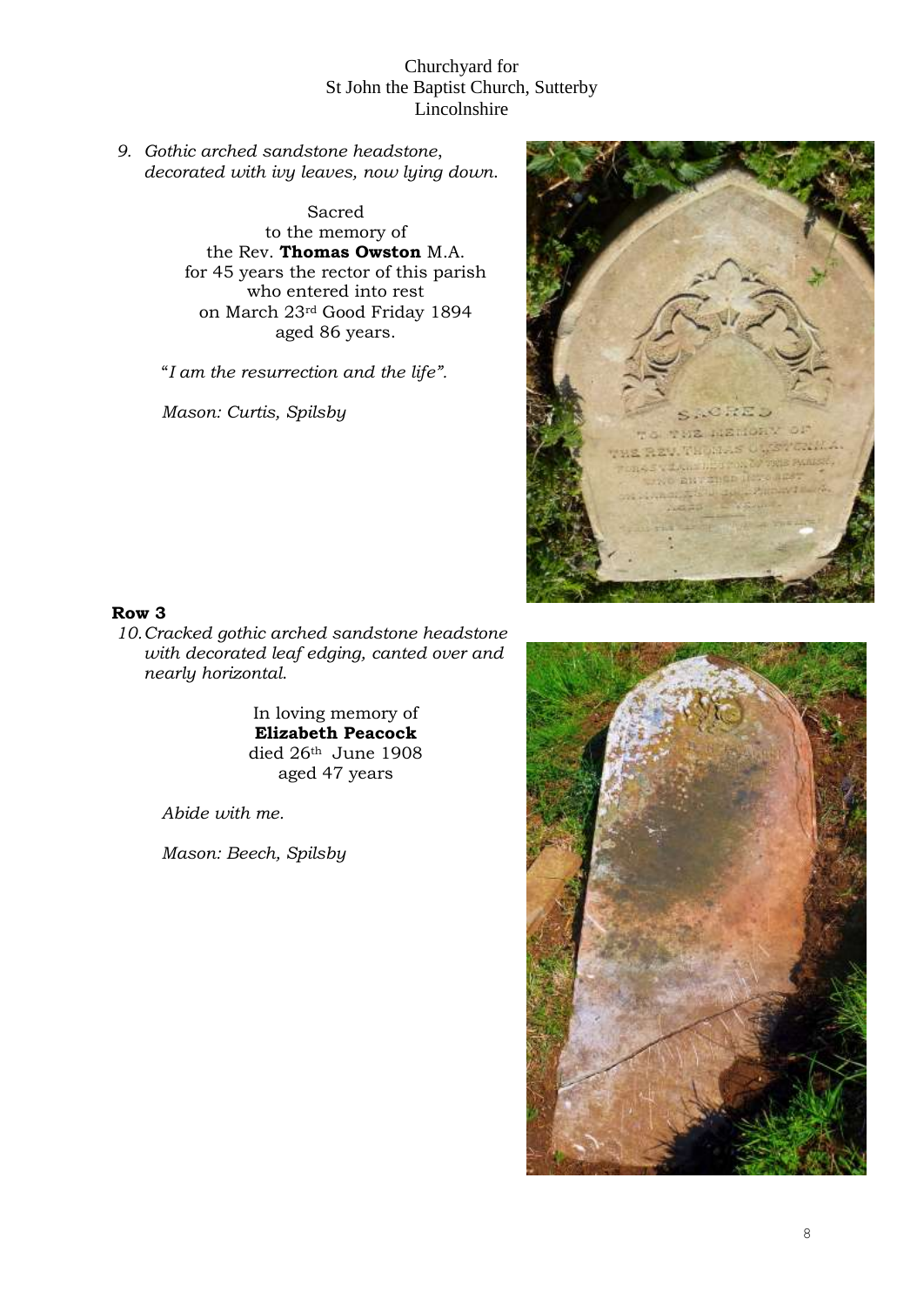Churchyard for
St John the Baptist Church, Sutterby
Lincolnshire

9. *Gothic arched sandstone headstone, decorated with ivy leaves, now lying down.*

Sacred
to the memory of
the Rev. **Thomas Owston** M.A.
for 45 years the rector of this parish
who entered into rest
on March 23rd Good Friday 1894
aged 86 years.

"*I am the resurrection and the life".*

*Mason: Curtis, Spilsby*

**Row 3**

10. *Cracked gothic arched sandstone headstone with decorated leaf edging, canted over and nearly horizontal.*

In loving memory of
**Elizabeth Peacock**
died 26th June 1908
aged 47 years

*Abide with me.*

*Mason: Beech, Spilsby*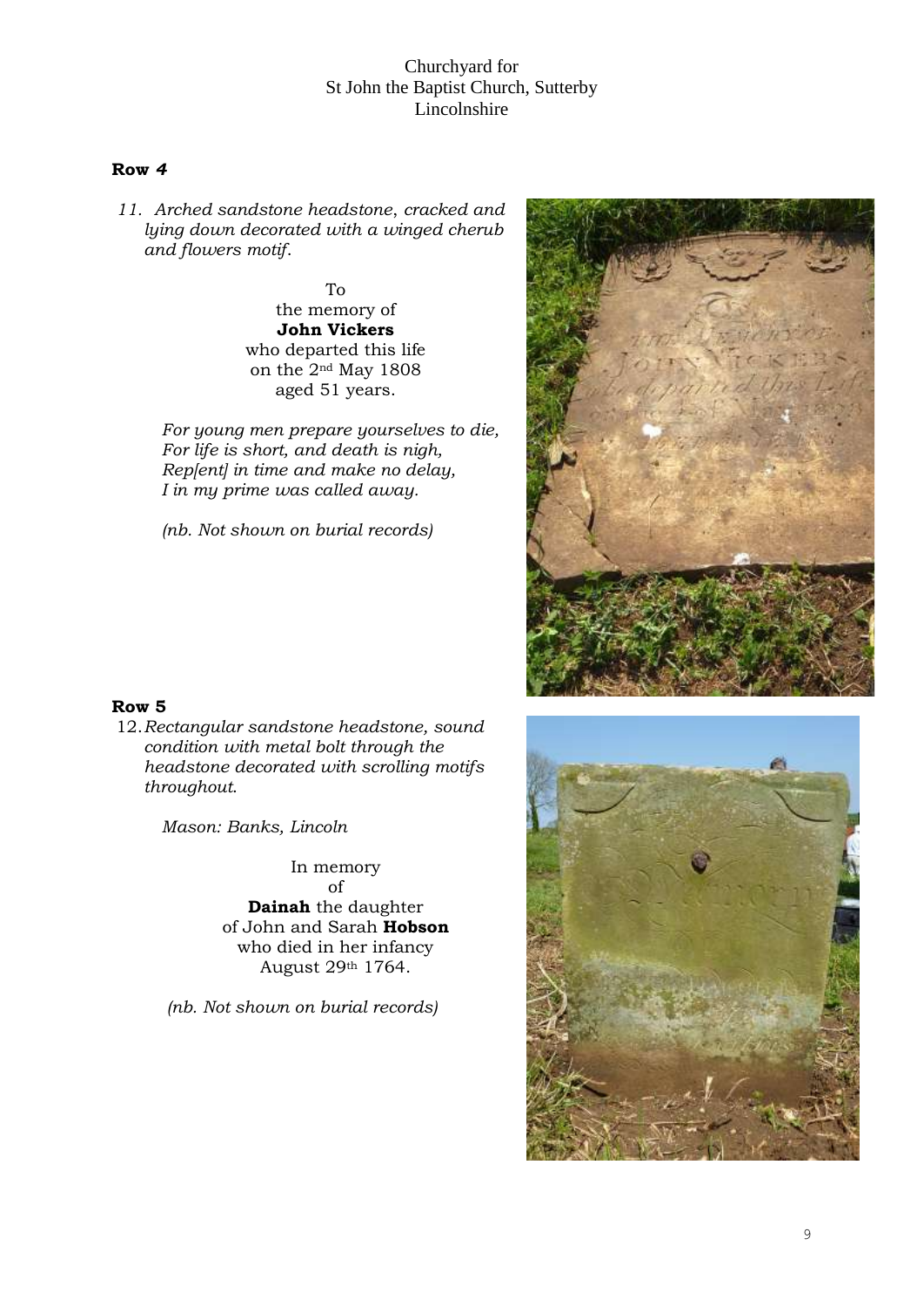Churchyard for
St John the Baptist Church, Sutterby
Lincolnshire

## Row *4*

11. *Arched sandstone headstone, cracked and lying down decorated with a winged cherub and flowers motif.*

To
the memory of
**John Vickers**
who departed this life
on the 2nd May 1808
aged 51 years.

*For young men prepare yourselves to die,*
*For life is short, and death is nigh,*
*Rep[ent] in time and make no delay,*
*I in my prime was called away.*

*(nb. Not shown on burial records)*

## Row 5

12. *Rectangular sandstone headstone, sound condition with metal bolt through the headstone decorated with scrolling motifs throughout.*

*Mason: Banks, Lincoln*

In memory
of
**Dainah** the daughter
of John and Sarah **Hobson**
who died in her infancy
August 29th 1764.

*(nb. Not shown on burial records)*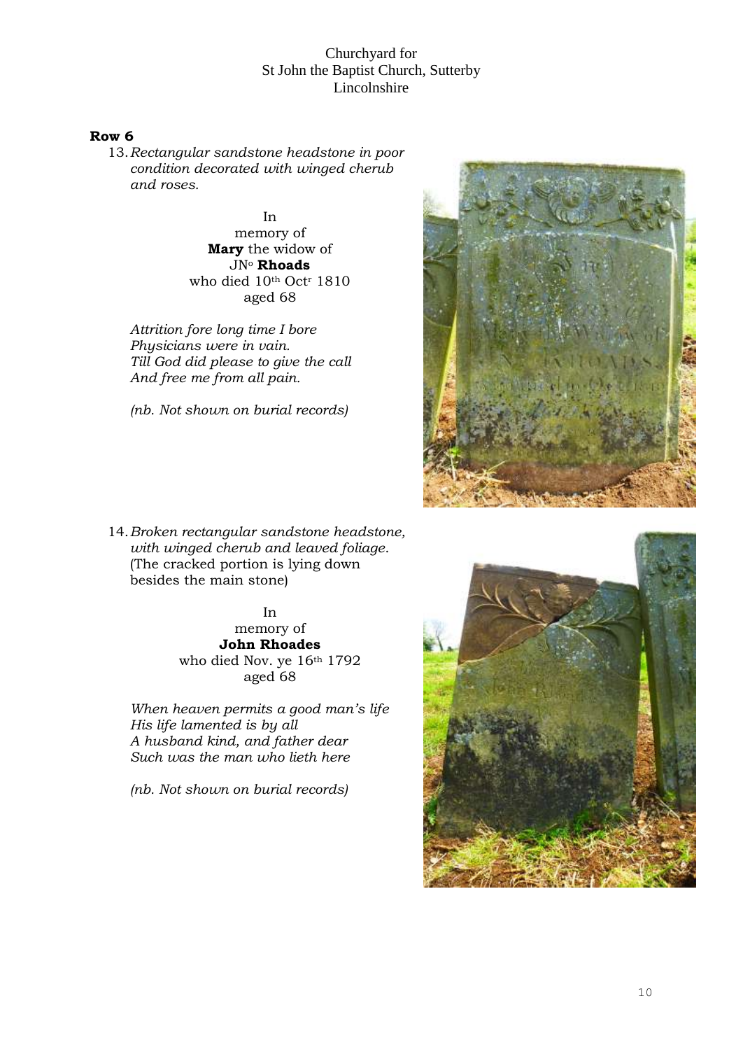Churchyard for
St John the Baptist Church, Sutterby
Lincolnshire

**Row 6**

13. *Rectangular sandstone headstone in poor condition decorated with winged cherub and roses.*

In
memory of
**Mary** the widow of
JN$^{o}$ **Rhoads**
who died 10$^{th}$ Oct$^{r}$ 1810
aged 68

*Attrition fore long time I bore*
*Physicians were in vain.*
*Till God did please to give the call*
*And free me from all pain.*

*(nb. Not shown on burial records)*

14. *Broken rectangular sandstone headstone, with winged cherub and leaved foliage.* (The cracked portion is lying down besides the main stone)

In
memory of
**John Rhoades**
who died Nov. ye 16$^{th}$ 1792
aged 68

*When heaven permits a good man's life*
*His life lamented is by all*
*A husband kind, and father dear*
*Such was the man who lieth here*

*(nb. Not shown on burial records)*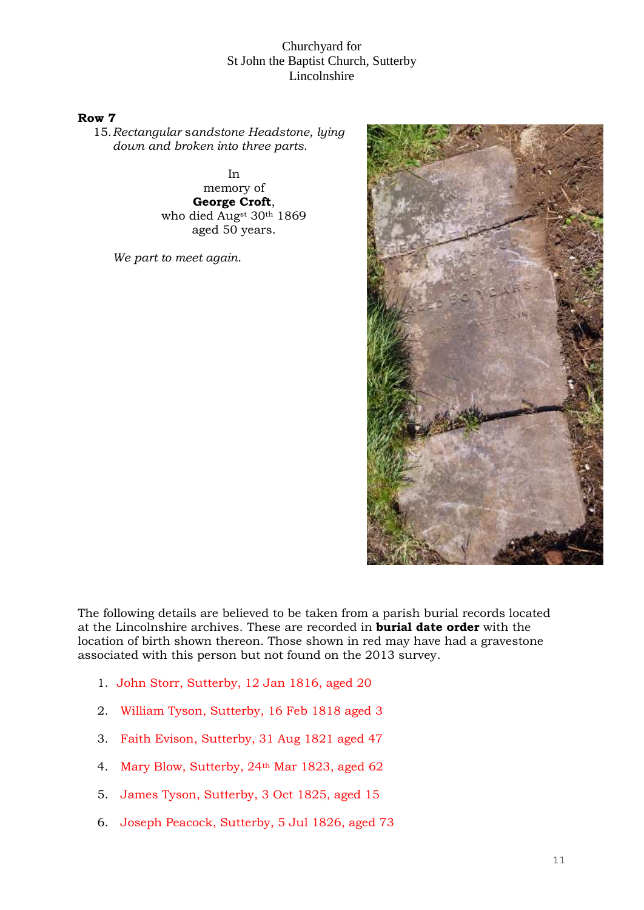Churchyard for
St John the Baptist Church, Sutterby
Lincolnshire

**Row 7**

15. *Rectangular sandstone Headstone, lying down and broken into three parts.*

In
memory of
**George Croft**,
who died Aug[st] 30[th] 1869
aged 50 years.

*We part to meet again.*

The following details are believed to be taken from a parish burial records located at the Lincolnshire archives. These are recorded in **burial date order** with the location of birth shown thereon. Those shown in red may have had a gravestone associated with this person but not found on the 2013 survey.

1. John Storr, Sutterby, 12 Jan 1816, aged 20
2. William Tyson, Sutterby, 16 Feb 1818 aged 3
3. Faith Evison, Sutterby, 31 Aug 1821 aged 47
4. Mary Blow, Sutterby, 24[th] Mar 1823, aged 62
5. James Tyson, Sutterby, 3 Oct 1825, aged 15
6. Joseph Peacock, Sutterby, 5 Jul 1826, aged 73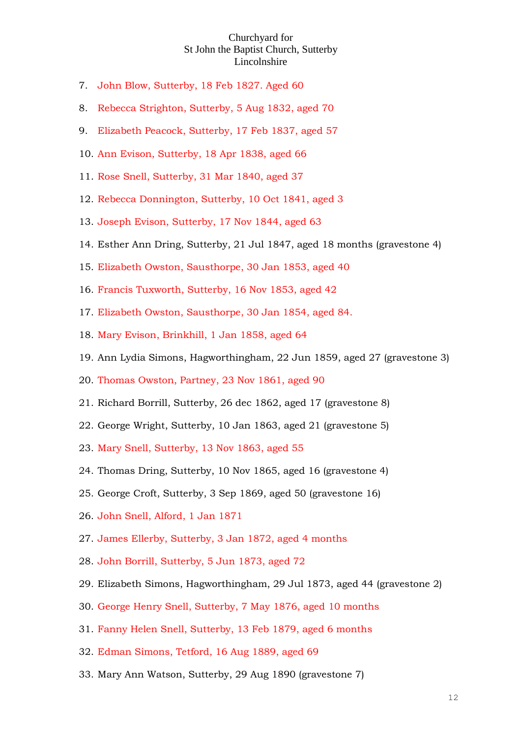Churchyard for
St John the Baptist Church, Sutterby
Lincolnshire

7. John Blow, Sutterby, 18 Feb 1827. Aged 60
8. Rebecca Strighton, Sutterby, 5 Aug 1832, aged 70
9. Elizabeth Peacock, Sutterby, 17 Feb 1837, aged 57
10. Ann Evison, Sutterby, 18 Apr 1838, aged 66
11. Rose Snell, Sutterby, 31 Mar 1840, aged 37
12. Rebecca Donnington, Sutterby, 10 Oct 1841, aged 3
13. Joseph Evison, Sutterby, 17 Nov 1844, aged 63
14. Esther Ann Dring, Sutterby, 21 Jul 1847, aged 18 months (gravestone 4)
15. Elizabeth Owston, Sausthorpe, 30 Jan 1853, aged 40
16. Francis Tuxworth, Sutterby, 16 Nov 1853, aged 42
17. Elizabeth Owston, Sausthorpe, 30 Jan 1854, aged 84.
18. Mary Evison, Brinkhill, 1 Jan 1858, aged 64
19. Ann Lydia Simons, Hagworthingham, 22 Jun 1859, aged 27 (gravestone 3)
20. Thomas Owston, Partney, 23 Nov 1861, aged 90
21. Richard Borrill, Sutterby, 26 dec 1862, aged 17 (gravestone 8)
22. George Wright, Sutterby, 10 Jan 1863, aged 21 (gravestone 5)
23. Mary Snell, Sutterby, 13 Nov 1863, aged 55
24. Thomas Dring, Sutterby, 10 Nov 1865, aged 16 (gravestone 4)
25. George Croft, Sutterby, 3 Sep 1869, aged 50 (gravestone 16)
26. John Snell, Alford, 1 Jan 1871
27. James Ellerby, Sutterby, 3 Jan 1872, aged 4 months
28. John Borrill, Sutterby, 5 Jun 1873, aged 72
29. Elizabeth Simons, Hagworthingham, 29 Jul 1873, aged 44 (gravestone 2)
30. George Henry Snell, Sutterby, 7 May 1876, aged 10 months
31. Fanny Helen Snell, Sutterby, 13 Feb 1879, aged 6 months
32. Edman Simons, Tetford, 16 Aug 1889, aged 69
33. Mary Ann Watson, Sutterby, 29 Aug 1890 (gravestone 7)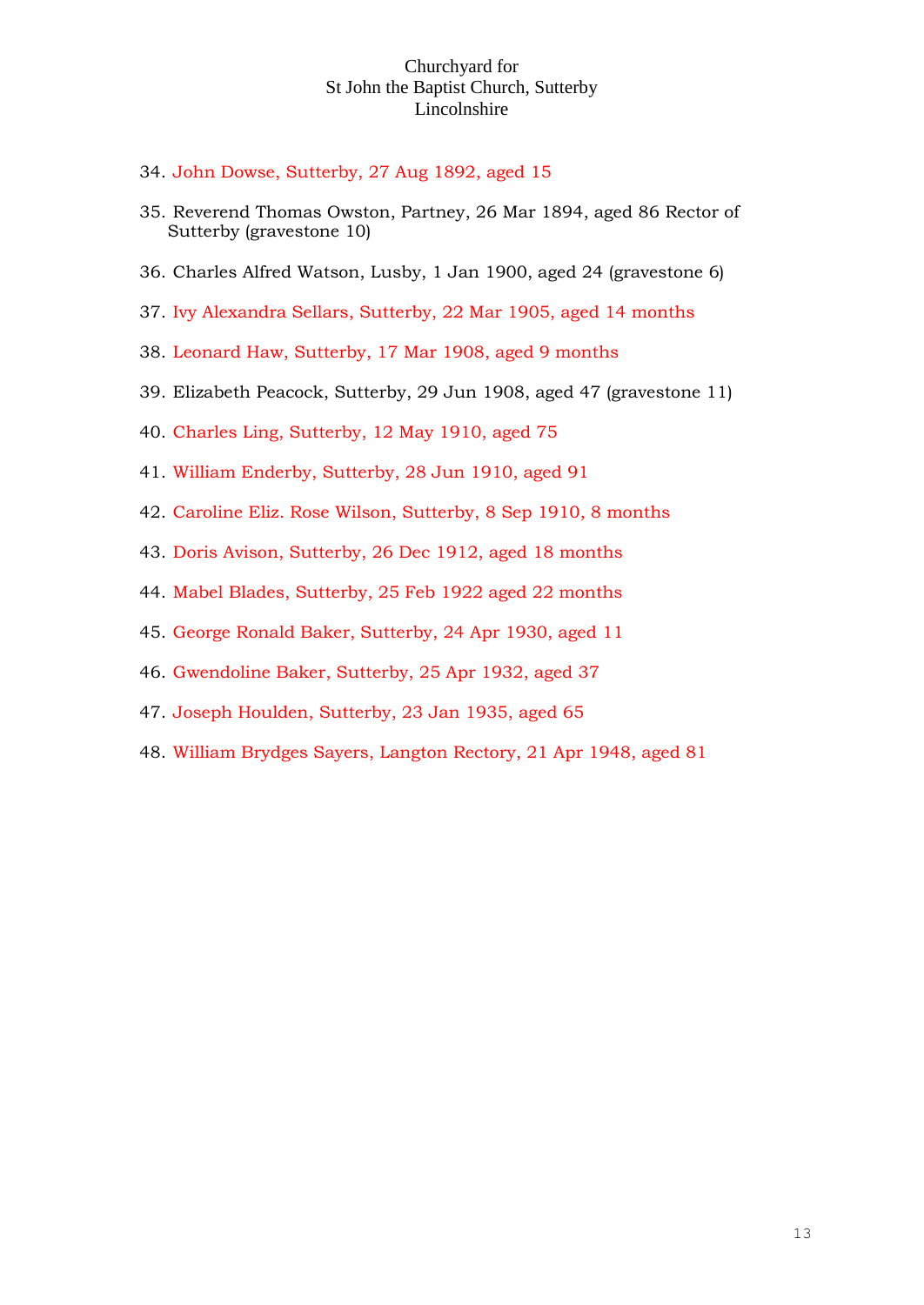Churchyard for
St John the Baptist Church, Sutterby
Lincolnshire

34. John Dowse, Sutterby, 27 Aug 1892, aged 15
35. Reverend Thomas Owston, Partney, 26 Mar 1894, aged 86 Rector of Sutterby (gravestone 10)
36. Charles Alfred Watson, Lusby, 1 Jan 1900, aged 24 (gravestone 6)
37. Ivy Alexandra Sellars, Sutterby, 22 Mar 1905, aged 14 months
38. Leonard Haw, Sutterby, 17 Mar 1908, aged 9 months
39. Elizabeth Peacock, Sutterby, 29 Jun 1908, aged 47 (gravestone 11)
40. Charles Ling, Sutterby, 12 May 1910, aged 75
41. William Enderby, Sutterby, 28 Jun 1910, aged 91
42. Caroline Eliz. Rose Wilson, Sutterby, 8 Sep 1910, 8 months
43. Doris Avison, Sutterby, 26 Dec 1912, aged 18 months
44. Mabel Blades, Sutterby, 25 Feb 1922 aged 22 months
45. George Ronald Baker, Sutterby, 24 Apr 1930, aged 11
46. Gwendoline Baker, Sutterby, 25 Apr 1932, aged 37
47. Joseph Houlden, Sutterby, 23 Jan 1935, aged 65
48. William Brydges Sayers, Langton Rectory, 21 Apr 1948, aged 81